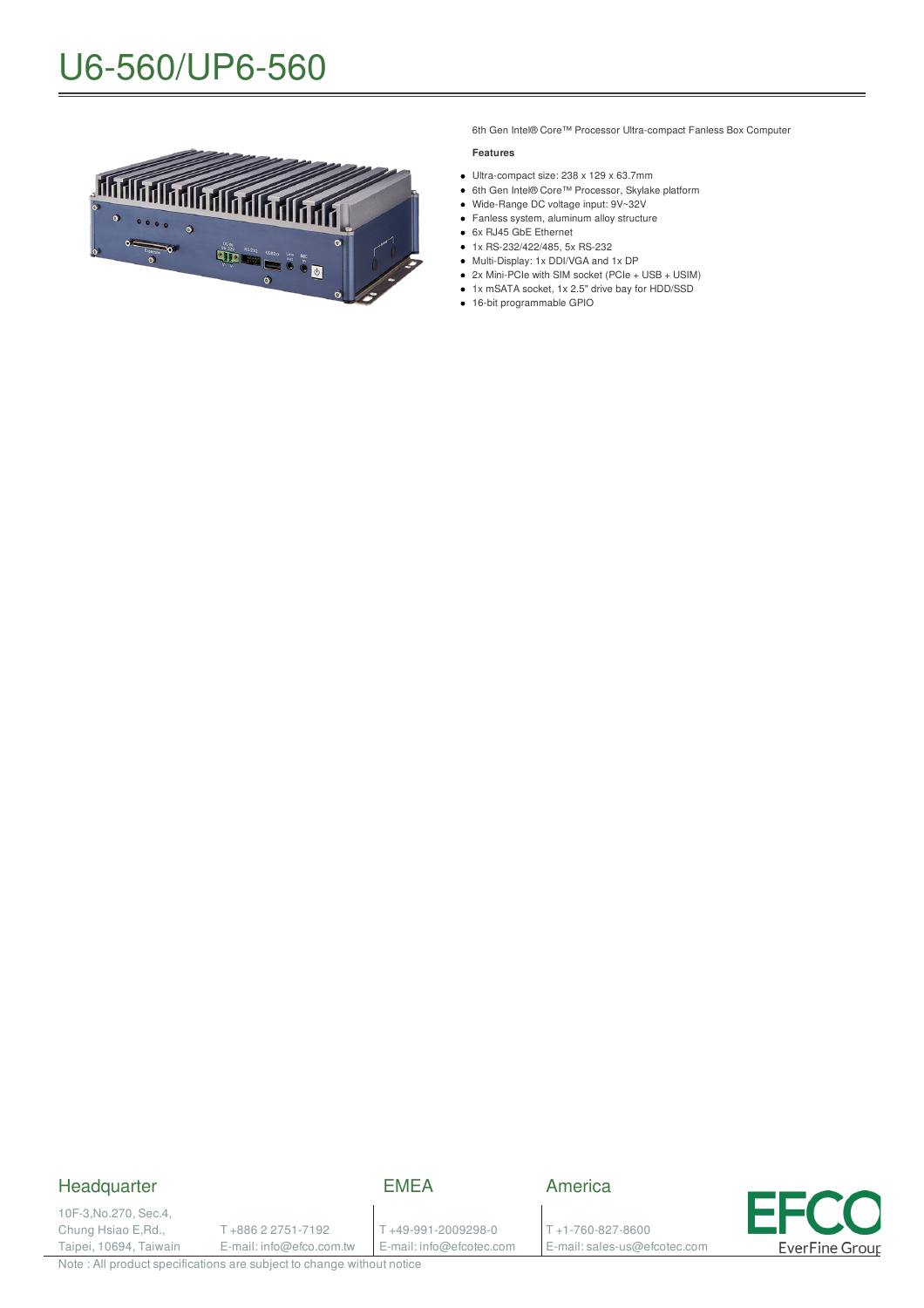# U6-560/UP6-560

6th Gen Intel® Core™ Processor Ultra-compact Fanless Box Computer

**Features**

- Ultra-compact size: 238 x 129 x 63.7mm
- 6th Gen Intel® Core™ Processor, Skylake platform
- Wide-Range DC voltage input: 9V~32V
- Fanless system, aluminum alloy structure
- 6x RJ45 GbE Ethernet
- 1x RS-232/422/485, 5x RS-232
- Multi-Display: 1x DDI/VGA and 1x DP
- 2x Mini-PCIe with SIM socket (PCIe + USB + USIM)
- 1x mSATA socket, 1x 2.5" drive bay for HDD/SSD
- 16-bit programmable GPIO

## Headquarter

10F-3,No.270, Sec.4,
Chung Hsiao E,Rd.,
Taipei, 10694, Taiwan

T +886 2 2751-7192
E-mail: info@efco.com.tw

## EMEA

T +49-991-2009298-0
E-mail: info@efcotec.com

## America

T +1-760-827-8600
E-mail: sales-us@efcotec.com

EFCO EverFine Group

Note : All product specifications are subject to change without notice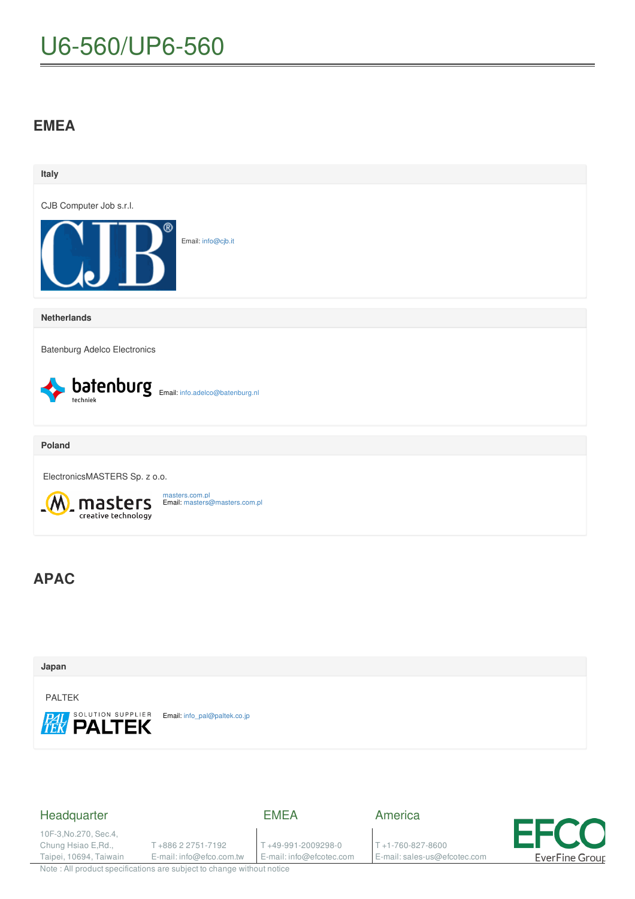# U6-560/UP6-560

## EMEA

### Italy

CJB Computer Job s.r.l.

Email: info@cjb.it

### Netherlands

Batenburg Adelco Electronics

Email: info.adelco@batenburg.nl

### Poland

ElectronicsMASTERS Sp. z o.o.

masters.com.pl
Email: masters@masters.com.pl

## APAC

### Japan

PALTEK

Email: info_pal@paltek.co.jp

Headquarter

10F-3,No.270, Sec.4,
Chung Hsiao E,Rd.,
Taipei, 10694, Taiwan

T +886 2 2751-7192
E-mail: info@efco.com.tw

EMEA

T +49-991-2009298-0
E-mail: info@efcotec.com

America

T +1-760-827-8600
E-mail: sales-us@efcotec.com

Note : All product specifications are subject to change without notice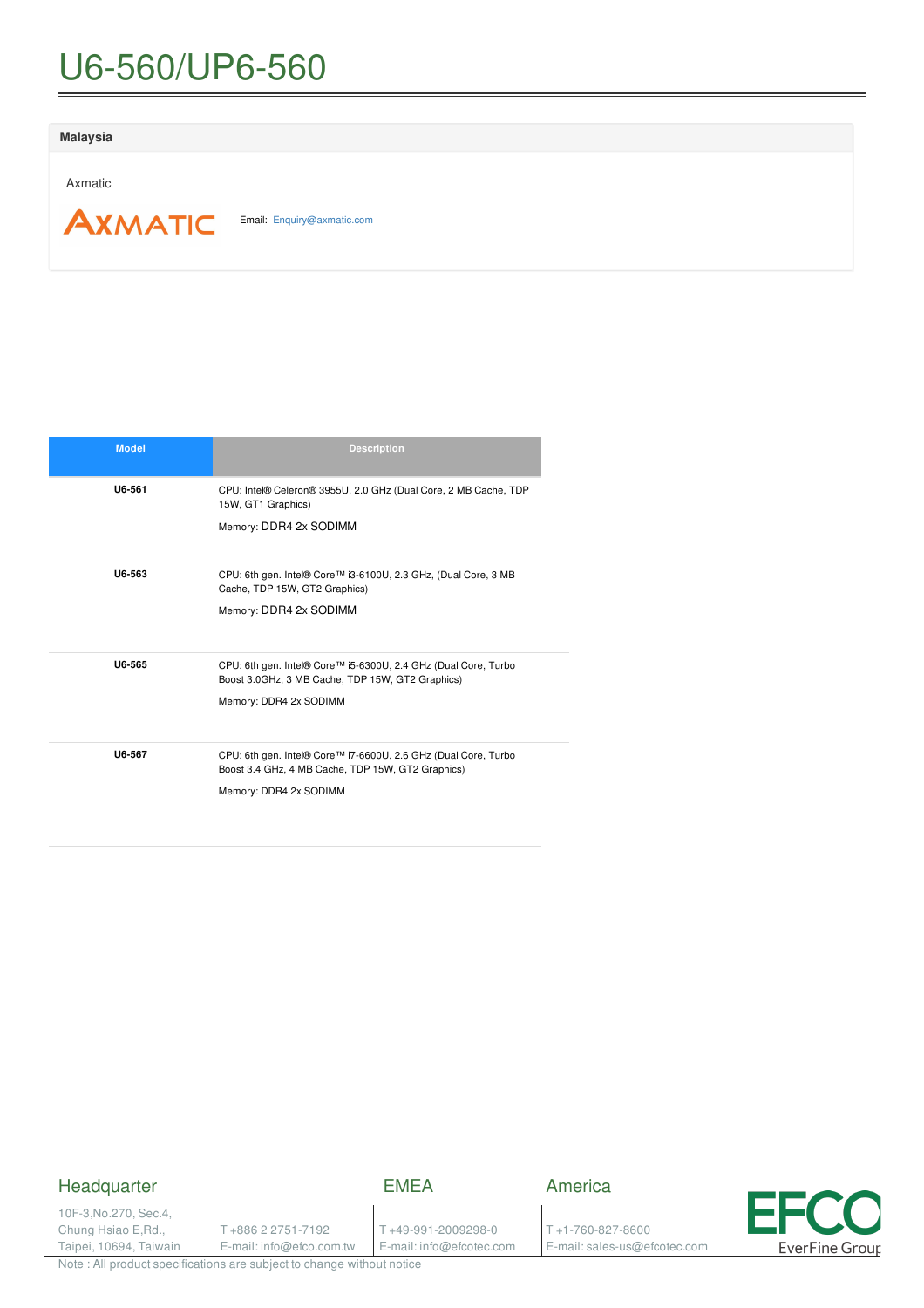# U6-560/UP6-560

**Malaysia**

Axmatic

AXMATIC Email: Enquiry@axmatic.com

| Model | Description |
|---|---|
| **U6-561** | CPU: Intel® Celeron® 3955U, 2.0 GHz (Dual Core, 2 MB Cache, TDP 15W, GT1 Graphics)<br>Memory: DDR4 2x SODIMM |
| **U6-563** | CPU: 6th gen. Intel® Core™ i3-6100U, 2.3 GHz, (Dual Core, 3 MB Cache, TDP 15W, GT2 Graphics)<br>Memory: DDR4 2x SODIMM |
| **U6-565** | CPU: 6th gen. Intel® Core™ i5-6300U, 2.4 GHz (Dual Core, Turbo Boost 3.0GHz, 3 MB Cache, TDP 15W, GT2 Graphics)<br>Memory: DDR4 2x SODIMM |
| **U6-567** | CPU: 6th gen. Intel® Core™ i7-6600U, 2.6 GHz (Dual Core, Turbo Boost 3.4 GHz, 4 MB Cache, TDP 15W, GT2 Graphics)<br>Memory: DDR4 2x SODIMM |

## Headquarter

10F-3,No.270, Sec.4,
Chung Hsiao E,Rd.,
Taipei, 10694, Taiwain

T +886 2 2751-7192
E-mail: info@efco.com.tw

## EMEA

T +49-991-2009298-0
E-mail: info@efcotec.com

## America

T +1-760-827-8600
E-mail: sales-us@efcotec.com

EFCO EverFine Group

Note : All product specifications are subject to change without notice